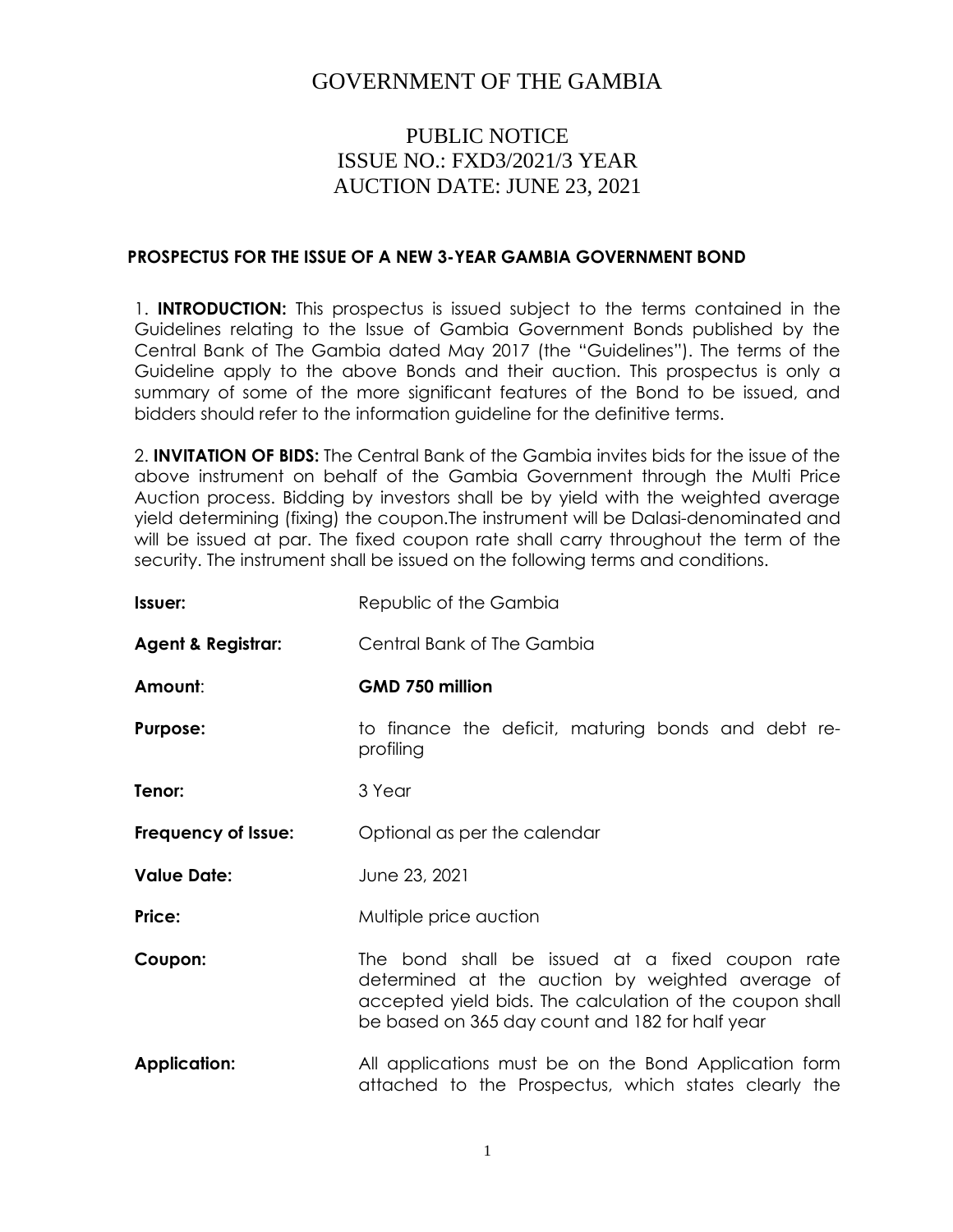# GOVERNMENT OF THE GAMBIA

## PUBLIC NOTICE
## ISSUE NO.: FXD3/2021/3 YEAR
## AUCTION DATE: JUNE 23, 2021

### PROSPECTUS FOR THE ISSUE OF A NEW 3-YEAR GAMBIA GOVERNMENT BOND

1. **INTRODUCTION:** This prospectus is issued subject to the terms contained in the Guidelines relating to the Issue of Gambia Government Bonds published by the Central Bank of The Gambia dated May 2017 (the "Guidelines"). The terms of the Guideline apply to the above Bonds and their auction. This prospectus is only a summary of some of the more significant features of the Bond to be issued, and bidders should refer to the information guideline for the definitive terms.

2. **INVITATION OF BIDS:** The Central Bank of the Gambia invites bids for the issue of the above instrument on behalf of the Gambia Government through the Multi Price Auction process. Bidding by investors shall be by yield with the weighted average yield determining (fixing) the coupon.The instrument will be Dalasi-denominated and will be issued at par. The fixed coupon rate shall carry throughout the term of the security. The instrument shall be issued on the following terms and conditions.

| | |
|---|---|
| **Issuer:** | Republic of the Gambia |
| **Agent & Registrar:** | Central Bank of The Gambia |
| **Amount**: | **GMD 750 million** |
| **Purpose:** | to finance the deficit, maturing bonds and debt re-profiling |
| **Tenor:** | 3 Year |
| **Frequency of Issue:** | Optional as per the calendar |
| **Value Date:** | June 23, 2021 |
| **Price:** | Multiple price auction |
| **Coupon:** | The bond shall be issued at a fixed coupon rate determined at the auction by weighted average of accepted yield bids. The calculation of the coupon shall be based on 365 day count and 182 for half year |
| **Application:** | All applications must be on the Bond Application form attached to the Prospectus, which states clearly the |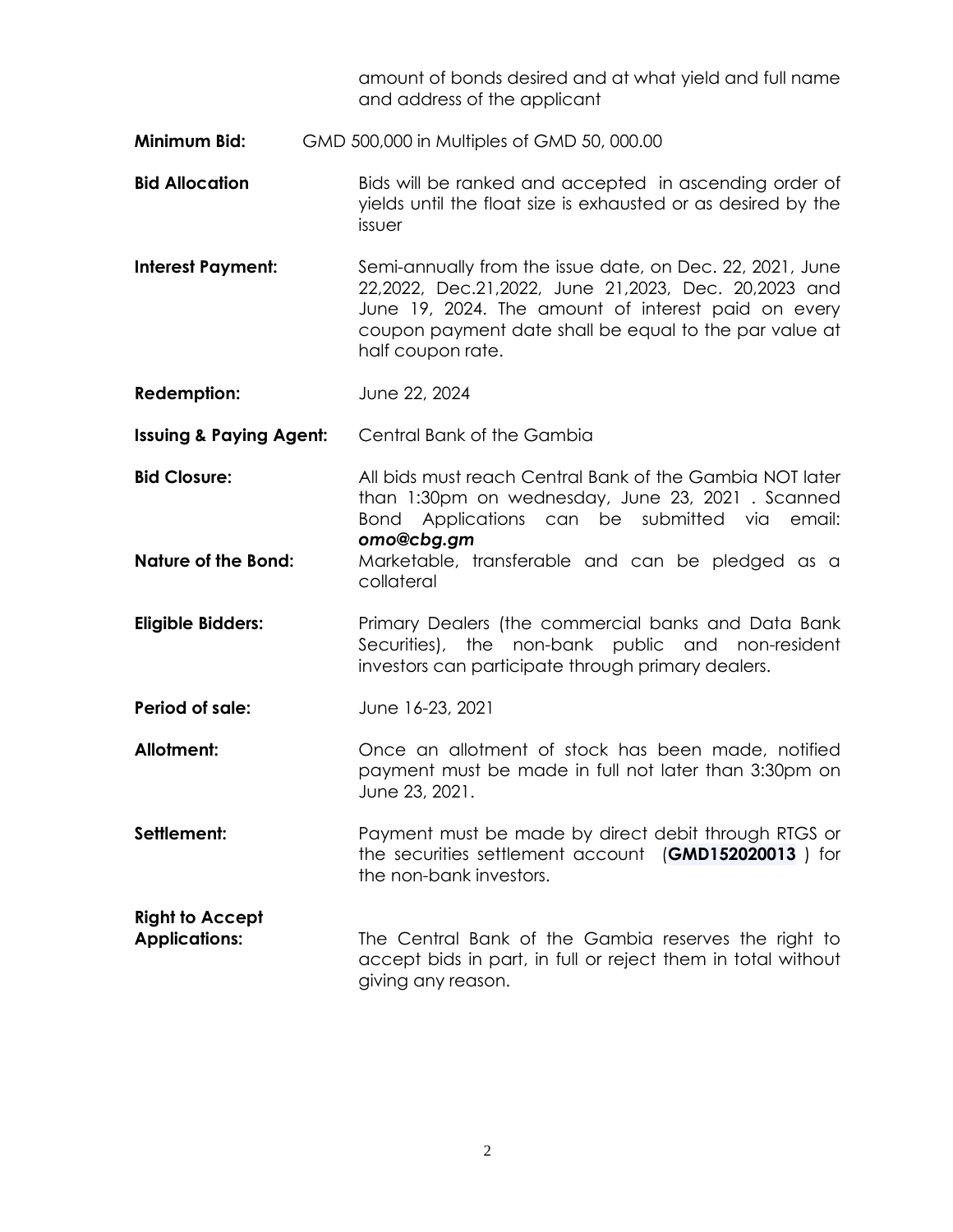amount of bonds desired and at what yield and full name and address of the applicant

**Minimum Bid:** GMD 500,000 in Multiples of GMD 50, 000.00

**Bid Allocation** Bids will be ranked and accepted in ascending order of yields until the float size is exhausted or as desired by the issuer

**Interest Payment:** Semi-annually from the issue date, on Dec. 22, 2021, June 22,2022, Dec.21,2022, June 21,2023, Dec. 20,2023 and June 19, 2024. The amount of interest paid on every coupon payment date shall be equal to the par value at half coupon rate.

**Redemption:** June 22, 2024

**Issuing & Paying Agent:** Central Bank of the Gambia

**Bid Closure:** All bids must reach Central Bank of the Gambia NOT later than 1:30pm on wednesday, June 23, 2021 . Scanned Bond Applications can be submitted via email: ***omo@cbg.gm***

**Nature of the Bond:** Marketable, transferable and can be pledged as a collateral

**Eligible Bidders:** Primary Dealers (the commercial banks and Data Bank Securities), the non-bank public and non-resident investors can participate through primary dealers.

**Period of sale:** June 16-23, 2021

**Allotment:** Once an allotment of stock has been made, notified payment must be made in full not later than 3:30pm on June 23, 2021.

**Settlement:** Payment must be made by direct debit through RTGS or the securities settlement account (**GMD152020013** ) for the non-bank investors.

**Right to Accept Applications:** The Central Bank of the Gambia reserves the right to accept bids in part, in full or reject them in total without giving any reason.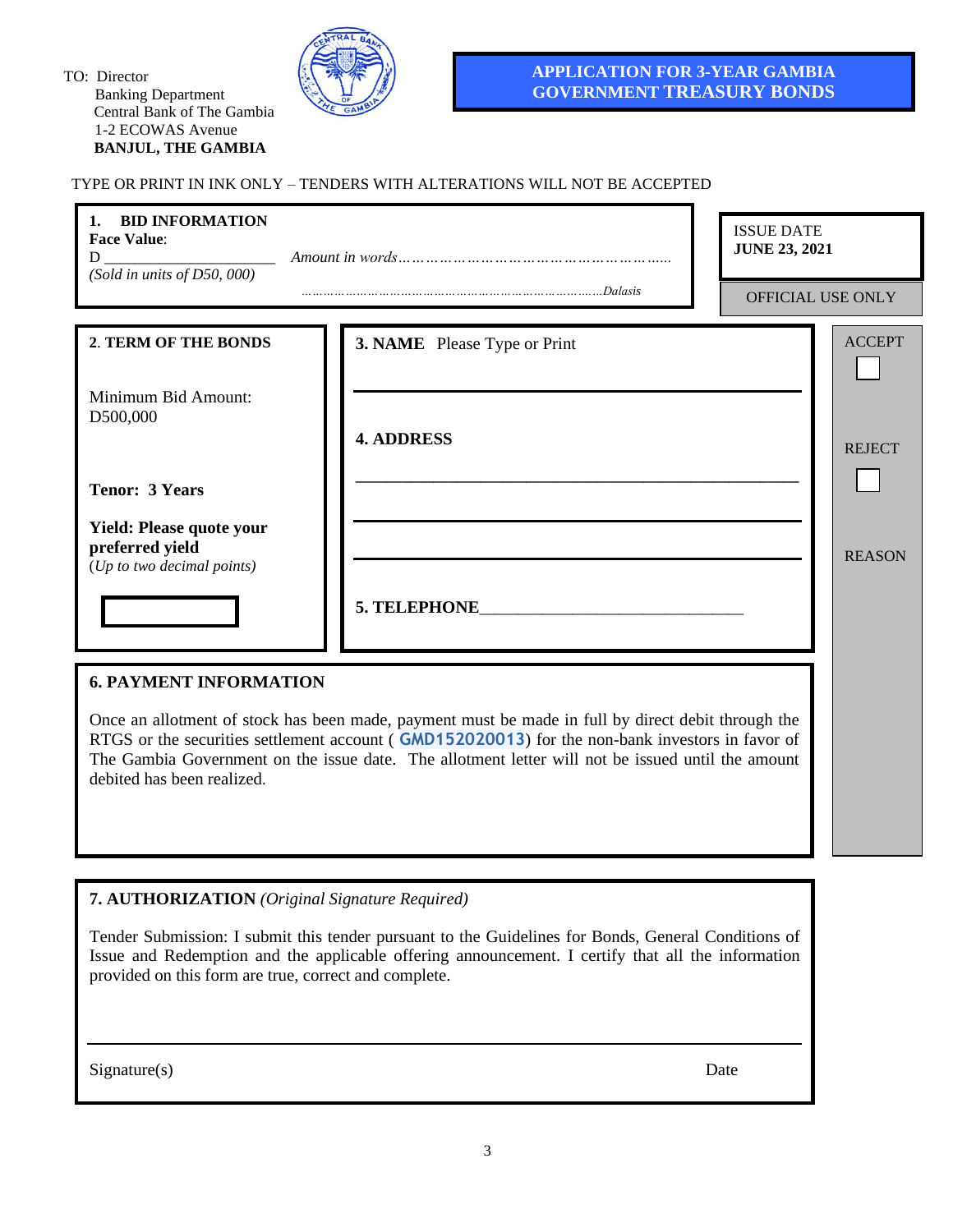TO: Director
Banking Department
Central Bank of The Gambia
1-2 ECOWAS Avenue
**BANJUL, THE GAMBIA**

# APPLICATION FOR 3-YEAR GAMBIA GOVERNMENT TREASURY BONDS

TYPE OR PRINT IN INK ONLY – TENDERS WITH ALTERATIONS WILL NOT BE ACCEPTED

**1. BID INFORMATION**
**Face Value**:
D ____________________ *Amount in words…………………………………………………*
*(Sold in units of D50, 000)*
*………………………………………………………………………Dalasis*

ISSUE DATE
**JUNE 23, 2021**

OFFICIAL USE ONLY

**2. TERM OF THE BONDS**

Minimum Bid Amount:
D500,000

**Tenor: 3 Years**

**Yield: Please quote your preferred yield**
(*Up to two decimal points)*

**3. NAME** Please Type or Print

______________________________________________

**4. ADDRESS**

______________________________________________

______________________________________________

______________________________________________

**5. TELEPHONE**________________________________

ACCEPT ☐

REJECT ☐

REASON

**6. PAYMENT INFORMATION**

Once an allotment of stock has been made, payment must be made in full by direct debit through the RTGS or the securities settlement account ( GMD152020013) for the non-bank investors in favor of The Gambia Government on the issue date. The allotment letter will not be issued until the amount debited has been realized.

**7. AUTHORIZATION** *(Original Signature Required)*

Tender Submission: I submit this tender pursuant to the Guidelines for Bonds, General Conditions of Issue and Redemption and the applicable offering announcement. I certify that all the information provided on this form are true, correct and complete.

______________________________________________

Signature(s) Date